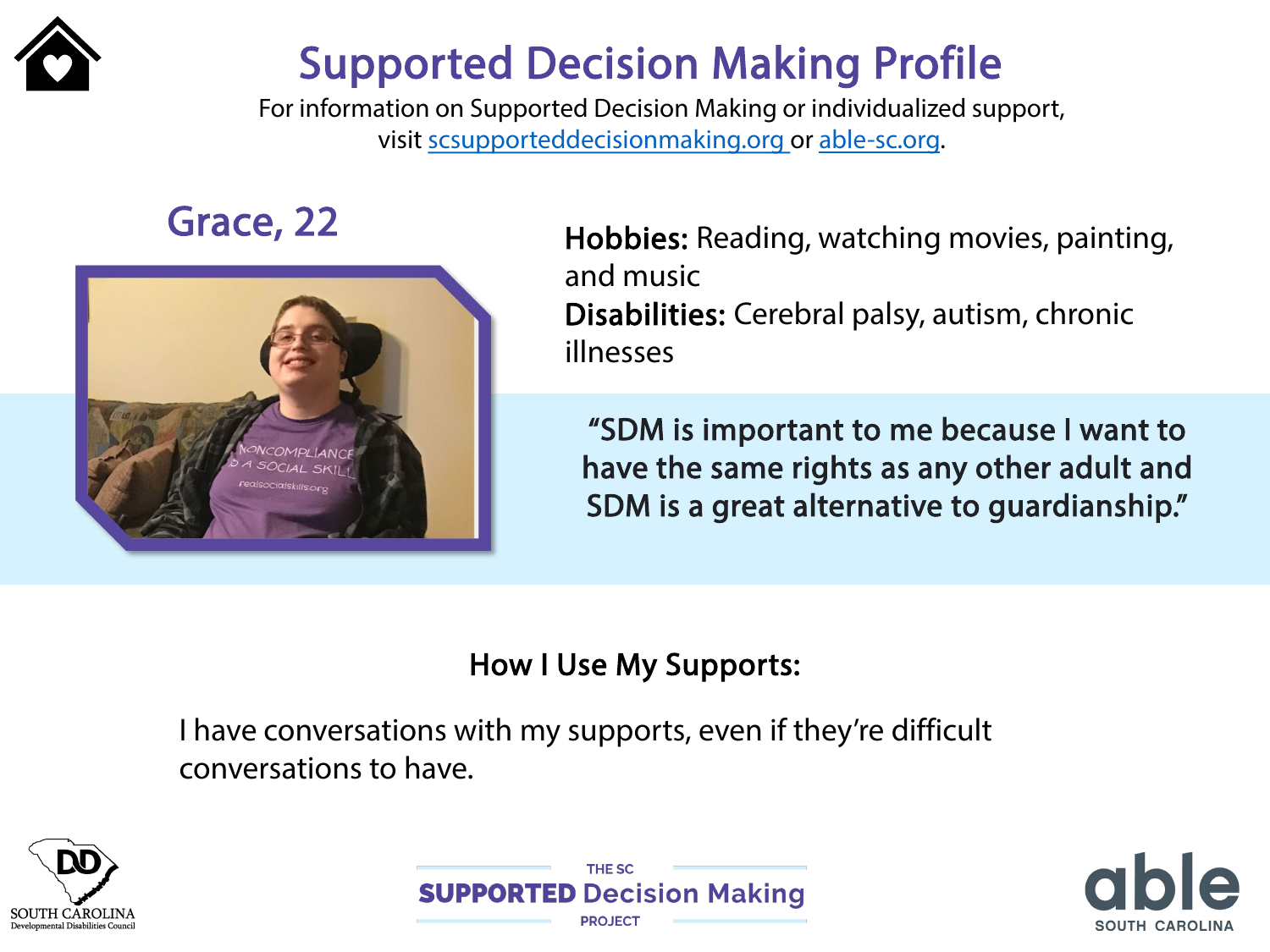# Supported Decision Making Profile

For information on Supported Decision Making or individualized support, visit scsupporteddecisionmaking.org or able-sc.org.

## Grace, 22

**Hobbies:** Reading, watching movies, painting, and music

**Disabilities:** Cerebral palsy, autism, chronic illnesses

> "SDM is important to me because I want to have the same rights as any other adult and SDM is a great alternative to guardianship."

### How I Use My Supports:

I have conversations with my supports, even if they're difficult conversations to have.

SOUTH CAROLINA Developmental Disabilities Council

THE SC SUPPORTED Decision Making PROJECT

able SOUTH CAROLINA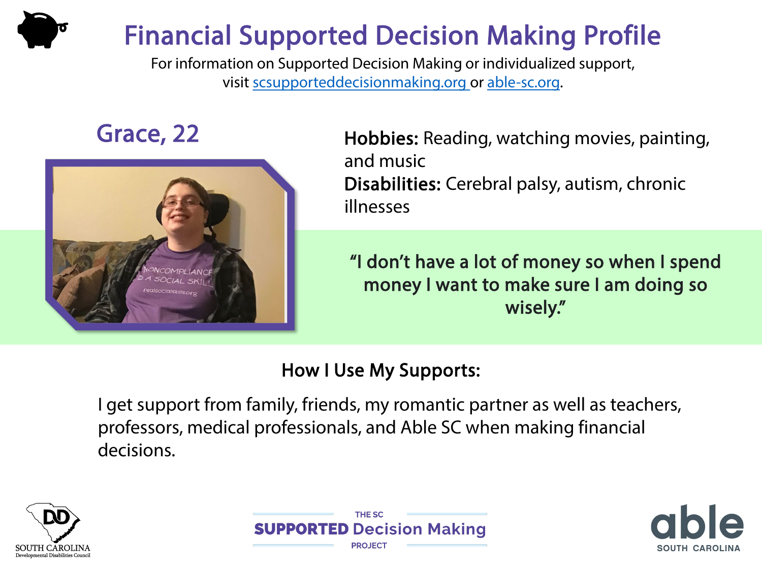# Financial Supported Decision Making Profile

For information on Supported Decision Making or individualized support, visit scsupporteddecisionmaking.org or able-sc.org.

## Grace, 22

**Hobbies:** Reading, watching movies, painting, and music

**Disabilities:** Cerebral palsy, autism, chronic illnesses

**"I don't have a lot of money so when I spend money I want to make sure I am doing so wisely."**

### How I Use My Supports:

I get support from family, friends, my romantic partner as well as teachers, professors, medical professionals, and Able SC when making financial decisions.

SOUTH CAROLINA Developmental Disabilities Council

THE SC SUPPORTED Decision Making PROJECT

able SOUTH CAROLINA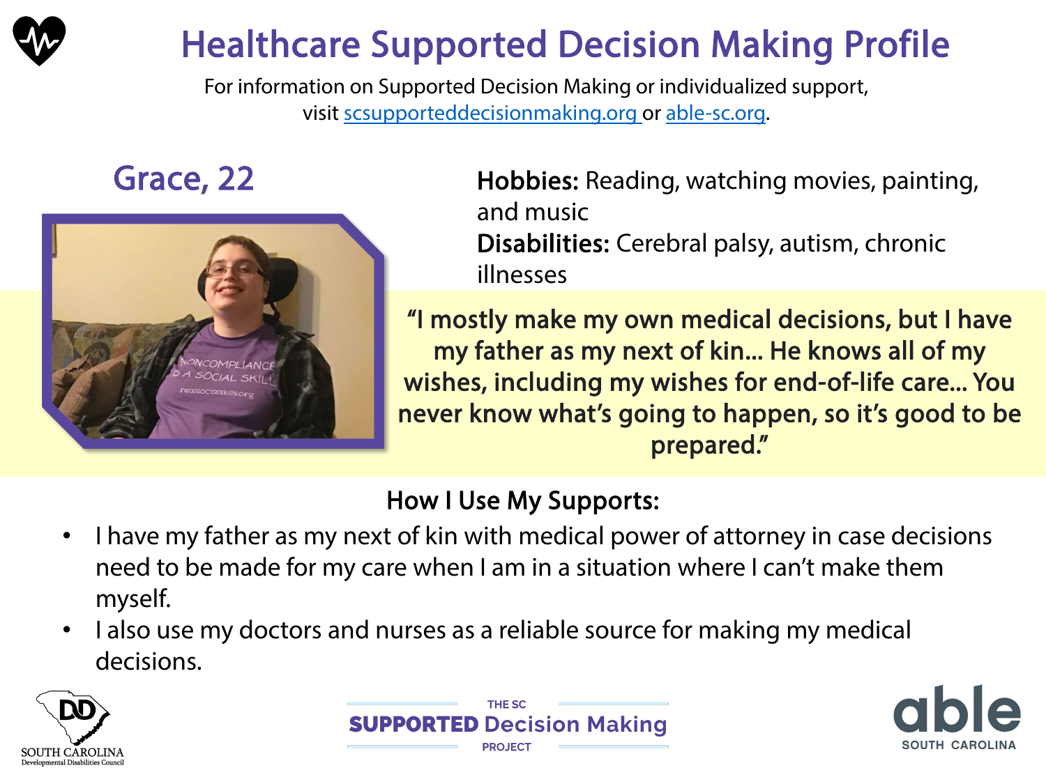# Healthcare Supported Decision Making Profile

For information on Supported Decision Making or individualized support, visit scsupporteddecisionmaking.org or able-sc.org.

## Grace, 22

**Hobbies:** Reading, watching movies, painting, and music

**Disabilities:** Cerebral palsy, autism, chronic illnesses

**"I mostly make my own medical decisions, but I have my father as my next of kin... He knows all of my wishes, including my wishes for end-of-life care... You never know what's going to happen, so it's good to be prepared."**

### How I Use My Supports:

- I have my father as my next of kin with medical power of attorney in case decisions need to be made for my care when I am in a situation where I can't make them myself.
- I also use my doctors and nurses as a reliable source for making my medical decisions.

SOUTH CAROLINA Developmental Disabilities Council

THE SC SUPPORTED Decision Making PROJECT

able SOUTH CAROLINA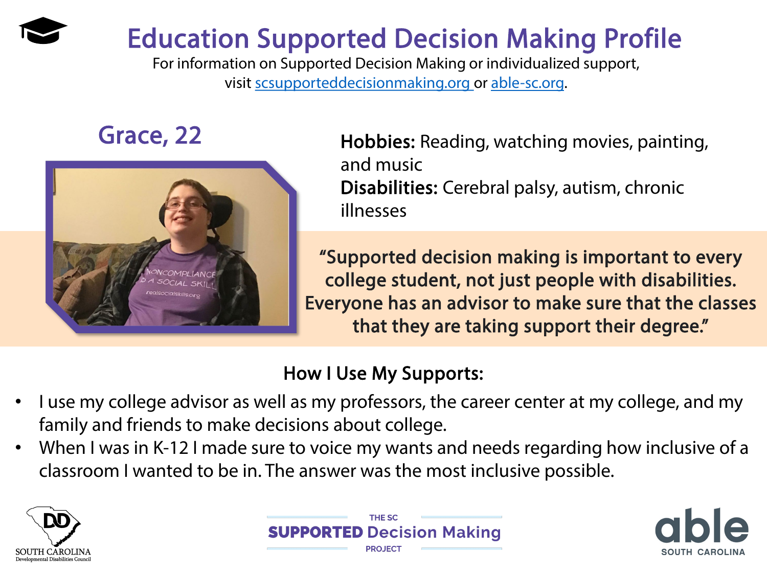# Education Supported Decision Making Profile

For information on Supported Decision Making or individualized support, visit scsupporteddecisionmaking.org or able-sc.org.

## Grace, 22

**Hobbies:** Reading, watching movies, painting, and music

**Disabilities:** Cerebral palsy, autism, chronic illnesses

"Supported decision making is important to every college student, not just people with disabilities. Everyone has an advisor to make sure that the classes that they are taking support their degree."

### How I Use My Supports:

- I use my college advisor as well as my professors, the career center at my college, and my family and friends to make decisions about college.
- When I was in K-12 I made sure to voice my wants and needs regarding how inclusive of a classroom I wanted to be in. The answer was the most inclusive possible.

SOUTH CAROLINA Developmental Disabilities Council

THE SC SUPPORTED Decision Making PROJECT

able SOUTH CAROLINA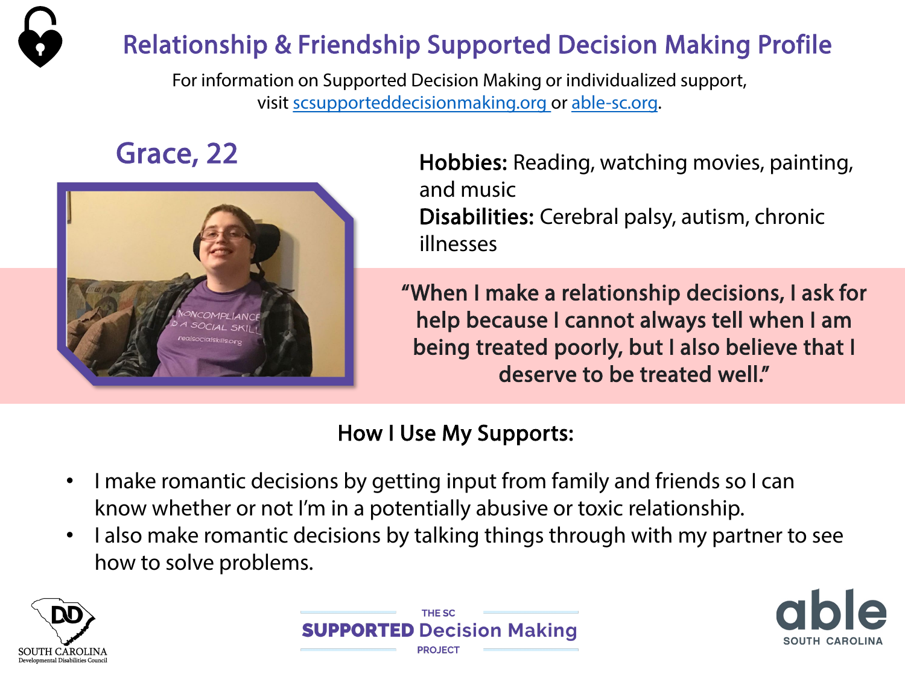# Relationship & Friendship Supported Decision Making Profile

For information on Supported Decision Making or individualized support, visit scsupporteddecisionmaking.org or able-sc.org.

## Grace, 22

**Hobbies:** Reading, watching movies, painting, and music

**Disabilities:** Cerebral palsy, autism, chronic illnesses

> "When I make a relationship decisions, I ask for help because I cannot always tell when I am being treated poorly, but I also believe that I deserve to be treated well."

### How I Use My Supports:

- I make romantic decisions by getting input from family and friends so I can know whether or not I'm in a potentially abusive or toxic relationship.
- I also make romantic decisions by talking things through with my partner to see how to solve problems.

SOUTH CAROLINA Developmental Disabilities Council | THE SC SUPPORTED Decision Making PROJECT | able SOUTH CAROLINA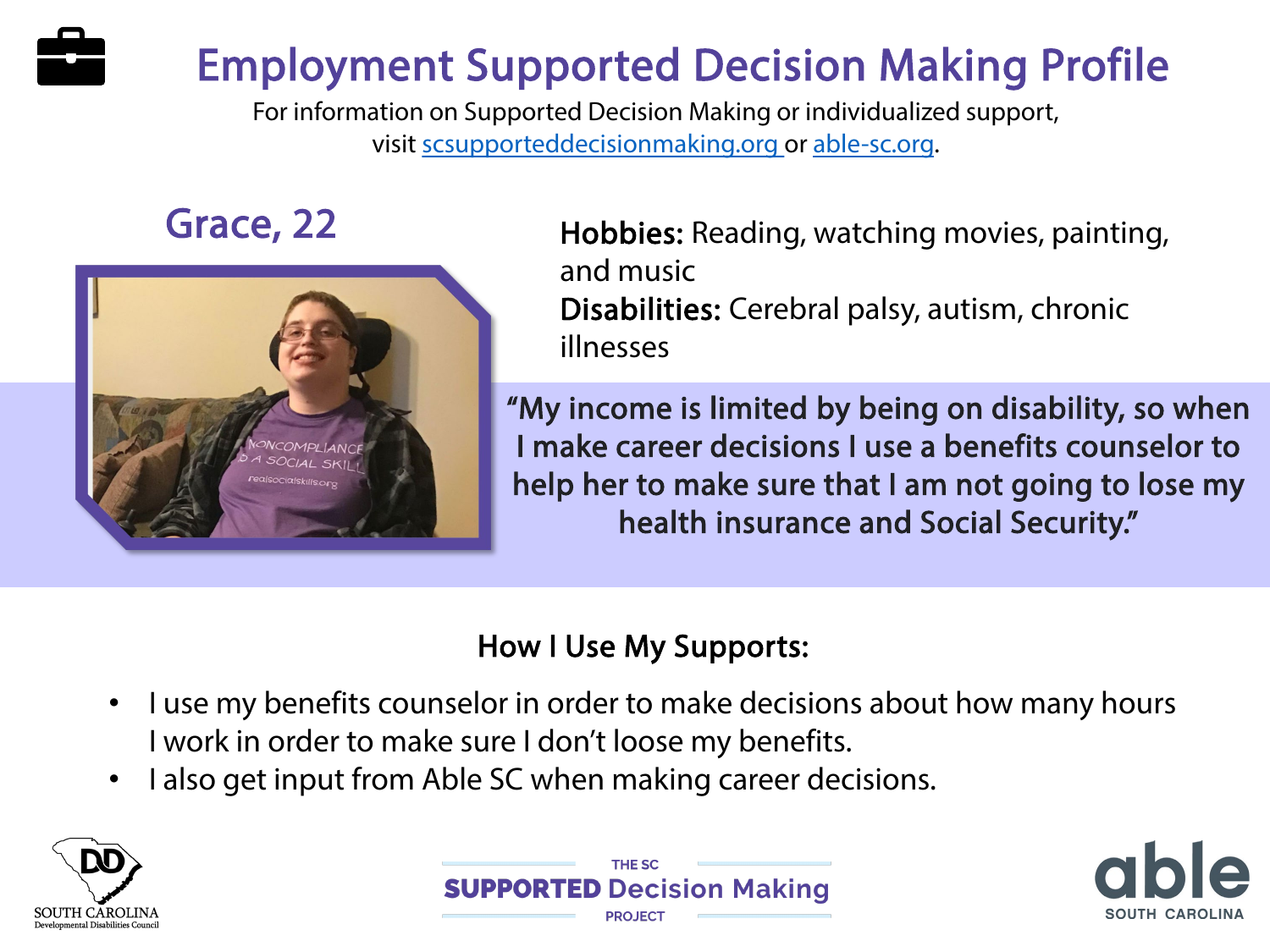# Employment Supported Decision Making Profile

For information on Supported Decision Making or individualized support, visit [scsupporteddecisionmaking.org](scsupporteddecisionmaking.org) or [able-sc.org](able-sc.org).

## Grace, 22

**Hobbies:** Reading, watching movies, painting, and music

**Disabilities:** Cerebral palsy, autism, chronic illnesses

**"My income is limited by being on disability, so when I make career decisions I use a benefits counselor to help her to make sure that I am not going to lose my health insurance and Social Security."**

### How I Use My Supports:

- I use my benefits counselor in order to make decisions about how many hours I work in order to make sure I don't loose my benefits.
- I also get input from Able SC when making career decisions.

SOUTH CAROLINA Developmental Disabilities Council

THE SC SUPPORTED Decision Making PROJECT

able SOUTH CAROLINA